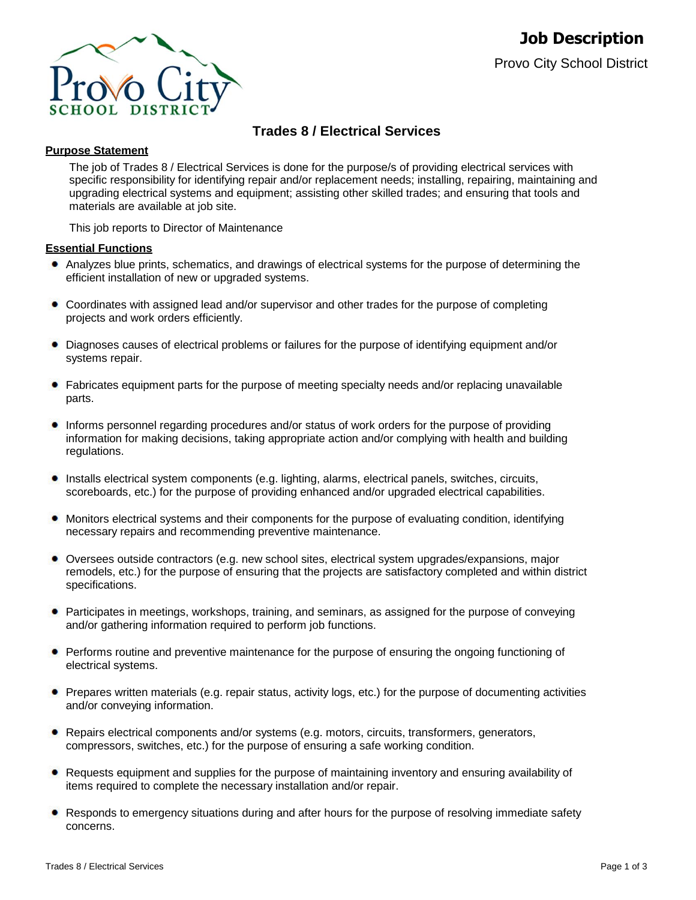# Job Description

Provo City School District

## Trades 8 / Electrical Services

### Purpose Statement

The job of Trades 8 / Electrical Services is done for the purpose/s of providing electrical services with specific responsibility for identifying repair and/or replacement needs; installing, repairing, maintaining and upgrading electrical systems and equipment; assisting other skilled trades; and ensuring that tools and materials are available at job site.

This job reports to Director of Maintenance

### Essential Functions

- Analyzes blue prints, schematics, and drawings of electrical systems for the purpose of determining the efficient installation of new or upgraded systems.
- Coordinates with assigned lead and/or supervisor and other trades for the purpose of completing projects and work orders efficiently.
- Diagnoses causes of electrical problems or failures for the purpose of identifying equipment and/or systems repair.
- Fabricates equipment parts for the purpose of meeting specialty needs and/or replacing unavailable parts.
- Informs personnel regarding procedures and/or status of work orders for the purpose of providing information for making decisions, taking appropriate action and/or complying with health and building regulations.
- Installs electrical system components (e.g. lighting, alarms, electrical panels, switches, circuits, scoreboards, etc.) for the purpose of providing enhanced and/or upgraded electrical capabilities.
- Monitors electrical systems and their components for the purpose of evaluating condition, identifying necessary repairs and recommending preventive maintenance.
- Oversees outside contractors (e.g. new school sites, electrical system upgrades/expansions, major remodels, etc.) for the purpose of ensuring that the projects are satisfactory completed and within district specifications.
- Participates in meetings, workshops, training, and seminars, as assigned for the purpose of conveying and/or gathering information required to perform job functions.
- Performs routine and preventive maintenance for the purpose of ensuring the ongoing functioning of electrical systems.
- Prepares written materials (e.g. repair status, activity logs, etc.) for the purpose of documenting activities and/or conveying information.
- Repairs electrical components and/or systems (e.g. motors, circuits, transformers, generators, compressors, switches, etc.) for the purpose of ensuring a safe working condition.
- Requests equipment and supplies for the purpose of maintaining inventory and ensuring availability of items required to complete the necessary installation and/or repair.
- Responds to emergency situations during and after hours for the purpose of resolving immediate safety concerns.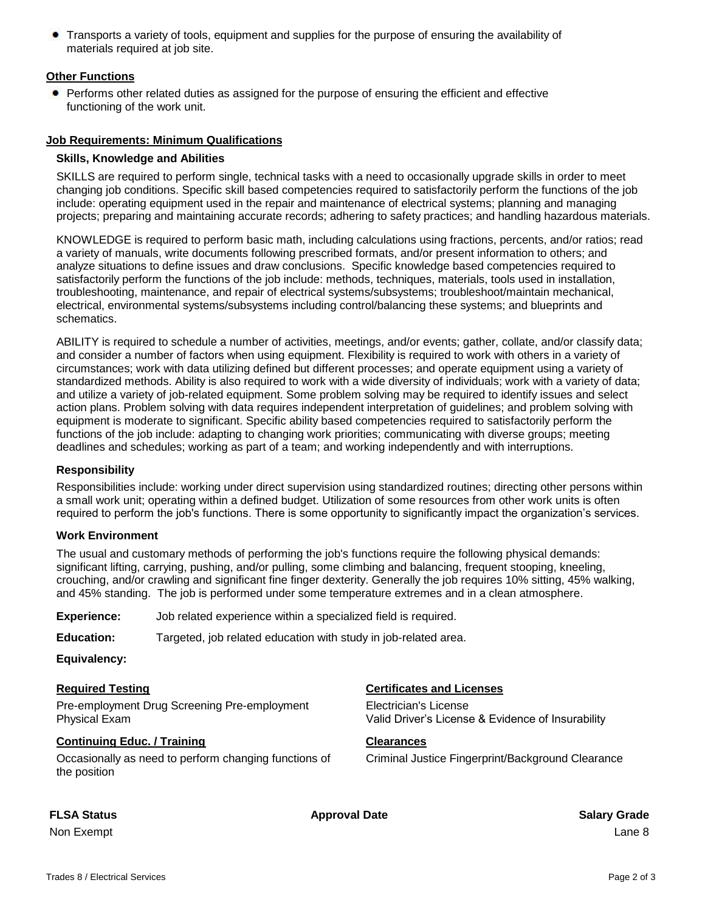- Transports a variety of tools, equipment and supplies for the purpose of ensuring the availability of materials required at job site.

## Other Functions

- Performs other related duties as assigned for the purpose of ensuring the efficient and effective functioning of the work unit.

## Job Requirements: Minimum Qualifications

### Skills, Knowledge and Abilities

SKILLS are required to perform single, technical tasks with a need to occasionally upgrade skills in order to meet changing job conditions. Specific skill based competencies required to satisfactorily perform the functions of the job include: operating equipment used in the repair and maintenance of electrical systems; planning and managing projects; preparing and maintaining accurate records; adhering to safety practices; and handling hazardous materials.

KNOWLEDGE is required to perform basic math, including calculations using fractions, percents, and/or ratios; read a variety of manuals, write documents following prescribed formats, and/or present information to others; and analyze situations to define issues and draw conclusions. Specific knowledge based competencies required to satisfactorily perform the functions of the job include: methods, techniques, materials, tools used in installation, troubleshooting, maintenance, and repair of electrical systems/subsystems; troubleshoot/maintain mechanical, electrical, environmental systems/subsystems including control/balancing these systems; and blueprints and schematics.

ABILITY is required to schedule a number of activities, meetings, and/or events; gather, collate, and/or classify data; and consider a number of factors when using equipment. Flexibility is required to work with others in a variety of circumstances; work with data utilizing defined but different processes; and operate equipment using a variety of standardized methods. Ability is also required to work with a wide diversity of individuals; work with a variety of data; and utilize a variety of job-related equipment. Some problem solving may be required to identify issues and select action plans. Problem solving with data requires independent interpretation of guidelines; and problem solving with equipment is moderate to significant. Specific ability based competencies required to satisfactorily perform the functions of the job include: adapting to changing work priorities; communicating with diverse groups; meeting deadlines and schedules; working as part of a team; and working independently and with interruptions.

### Responsibility

Responsibilities include: working under direct supervision using standardized routines; directing other persons within a small work unit; operating within a defined budget. Utilization of some resources from other work units is often required to perform the job's functions. There is some opportunity to significantly impact the organization's services.

### Work Environment

The usual and customary methods of performing the job's functions require the following physical demands: significant lifting, carrying, pushing, and/or pulling, some climbing and balancing, frequent stooping, kneeling, crouching, and/or crawling and significant fine finger dexterity. Generally the job requires 10% sitting, 45% walking, and 45% standing. The job is performed under some temperature extremes and in a clean atmosphere.

**Experience:** Job related experience within a specialized field is required.

**Education:** Targeted, job related education with study in job-related area.

**Equivalency:**

**Required Testing**

Pre-employment Drug Screening Pre-employment Physical Exam

**Continuing Educ. / Training**

Occasionally as need to perform changing functions of the position

**Certificates and Licenses**

Electrician's License
Valid Driver's License & Evidence of Insurability

**Clearances**

Criminal Justice Fingerprint/Background Clearance

| FLSA Status | Approval Date | Salary Grade |
|---|---|---|
| Non Exempt | | Lane 8 |